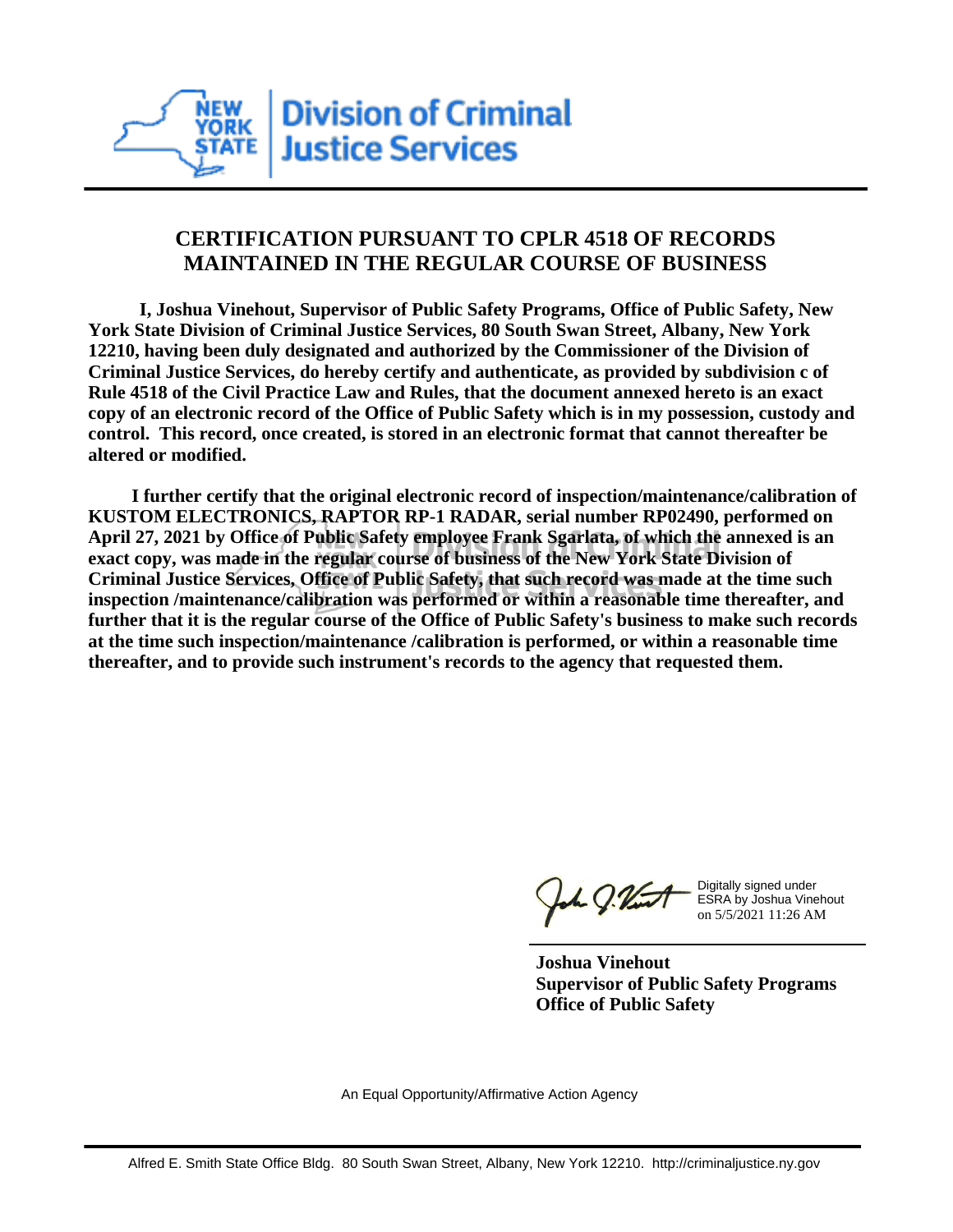**Division of Criminal Justice Services**

## CERTIFICATION PURSUANT TO CPLR 4518 OF RECORDS MAINTAINED IN THE REGULAR COURSE OF BUSINESS

**I, Joshua Vinehout, Supervisor of Public Safety Programs, Office of Public Safety, New York State Division of Criminal Justice Services, 80 South Swan Street, Albany, New York 12210, having been duly designated and authorized by the Commissioner of the Division of Criminal Justice Services, do hereby certify and authenticate, as provided by subdivision c of Rule 4518 of the Civil Practice Law and Rules, that the document annexed hereto is an exact copy of an electronic record of the Office of Public Safety which is in my possession, custody and control. This record, once created, is stored in an electronic format that cannot thereafter be altered or modified.**

**I further certify that the original electronic record of inspection/maintenance/calibration of KUSTOM ELECTRONICS, RAPTOR RP-1 RADAR, serial number RP02490, performed on April 27, 2021 by Office of Public Safety employee Frank Sgarlata, of which the annexed is an exact copy, was made in the regular course of business of the New York State Division of Criminal Justice Services, Office of Public Safety, that such record was made at the time such inspection /maintenance/calibration was performed or within a reasonable time thereafter, and further that it is the regular course of the Office of Public Safety's business to make such records at the time such inspection/maintenance /calibration is performed, or within a reasonable time thereafter, and to provide such instrument's records to the agency that requested them.**

Digitally signed under ESRA by Joshua Vinehout on 5/5/2021 11:26 AM

**Joshua Vinehout**
**Supervisor of Public Safety Programs**
**Office of Public Safety**

An Equal Opportunity/Affirmative Action Agency

Alfred E. Smith State Office Bldg. 80 South Swan Street, Albany, New York 12210. http://criminaljustice.ny.gov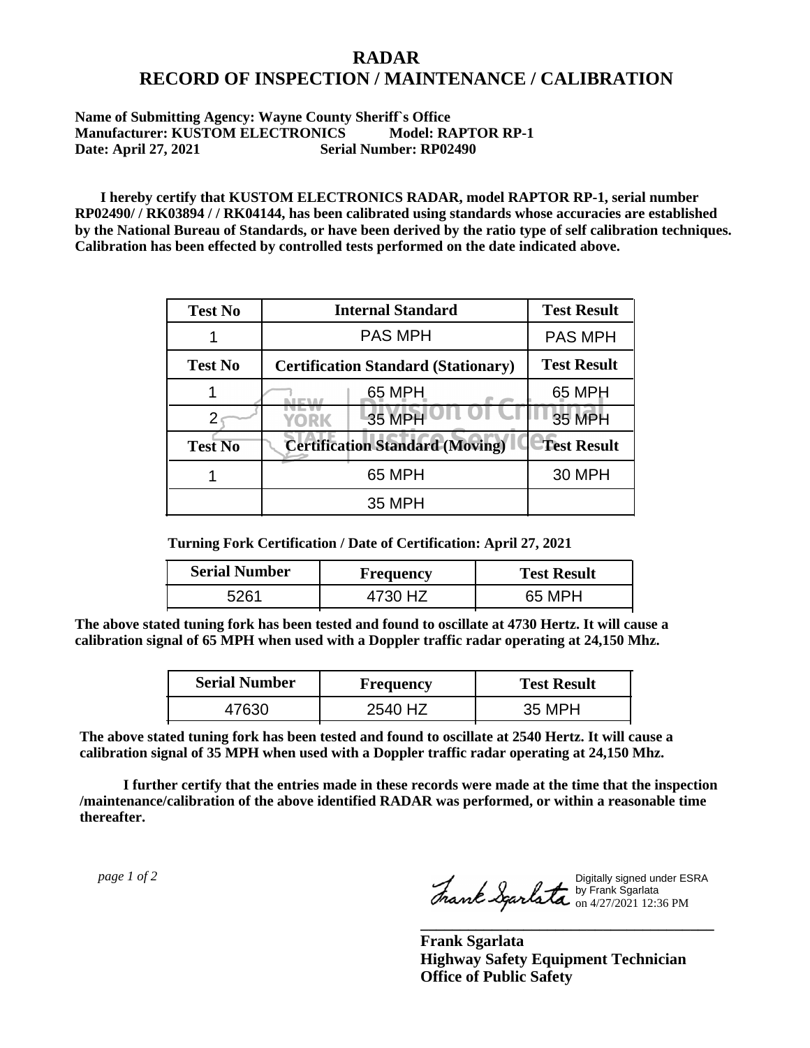# RADAR
# RECORD OF INSPECTION / MAINTENANCE / CALIBRATION

**Name of Submitting Agency: Wayne County Sheriff`s Office**
**Manufacturer: KUSTOM ELECTRONICS Model: RAPTOR RP-1**
**Date: April 27, 2021 Serial Number: RP02490**

**I hereby certify that KUSTOM ELECTRONICS RADAR, model RAPTOR RP-1, serial number RP02490/ / RK03894 / / RK04144, has been calibrated using standards whose accuracies are established by the National Bureau of Standards, or have been derived by the ratio type of self calibration techniques. Calibration has been effected by controlled tests performed on the date indicated above.**

| Test No | Internal Standard | Test Result |
|---|---|---|
| 1 | PAS MPH | PAS MPH |
| **Test No** | **Certification Standard (Stationary)** | **Test Result** |
| 1 | 65 MPH | 65 MPH |
| 2 | 35 MPH | 35 MPH |
| **Test No** | **Certification Standard (Moving)** | **Test Result** |
| 1 | 65 MPH | 30 MPH |
| | 35 MPH | |

**Turning Fork Certification / Date of Certification: April 27, 2021**

| Serial Number | Frequency | Test Result |
|---|---|---|
| 5261 | 4730 HZ | 65 MPH |

**The above stated tuning fork has been tested and found to oscillate at 4730 Hertz. It will cause a calibration signal of 65 MPH when used with a Doppler traffic radar operating at 24,150 Mhz.**

| Serial Number | Frequency | Test Result |
|---|---|---|
| 47630 | 2540 HZ | 35 MPH |

**The above stated tuning fork has been tested and found to oscillate at 2540 Hertz. It will cause a calibration signal of 35 MPH when used with a Doppler traffic radar operating at 24,150 Mhz.**

**I further certify that the entries made in these records were made at the time that the inspection /maintenance/calibration of the above identified RADAR was performed, or within a reasonable time thereafter.**

Digitally signed under ESRA by Frank Sgarlata on 4/27/2021 12:36 PM

**Frank Sgarlata**
**Highway Safety Equipment Technician**
**Office of Public Safety**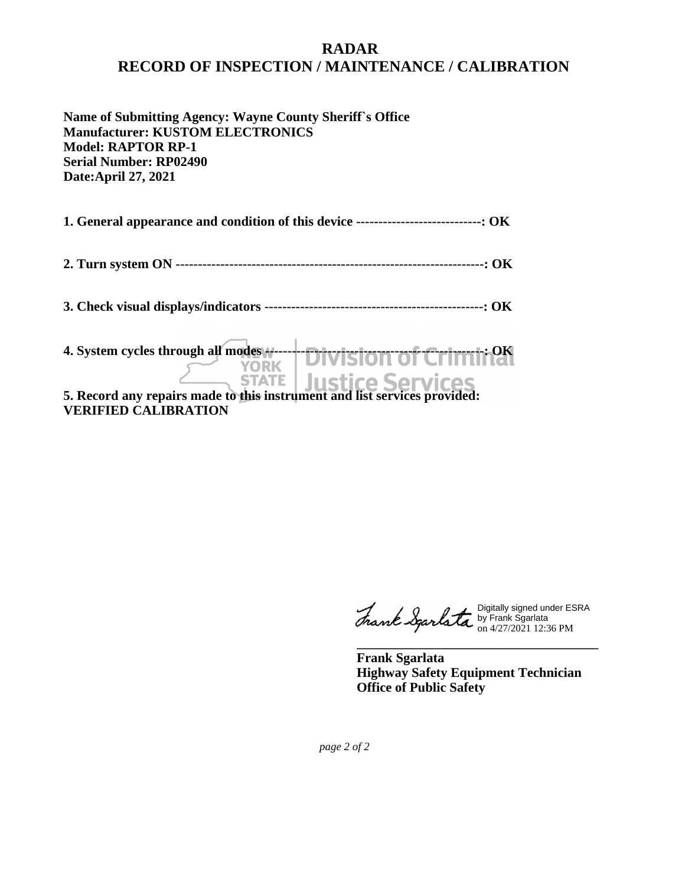# RADAR
# RECORD OF INSPECTION / MAINTENANCE / CALIBRATION

**Name of Submitting Agency: Wayne County Sheriff`s Office**
**Manufacturer: KUSTOM ELECTRONICS**
**Model: RAPTOR RP-1**
**Serial Number: RP02490**
**Date:April 27, 2021**

**1. General appearance and condition of this device ----------------------------: OK**

**2. Turn system ON ------------------------------------------------------------------: OK**

**3. Check visual displays/indicators -------------------------------------------------: OK**

**4. System cycles through all modes -----------------------------------------------: OK**

**5. Record any repairs made to this instrument and list services provided:**
**VERIFIED CALIBRATION**

Digitally signed under ESRA by Frank Sgarlata on 4/27/2021 12:36 PM

**Frank Sgarlata**
**Highway Safety Equipment Technician**
**Office of Public Safety**